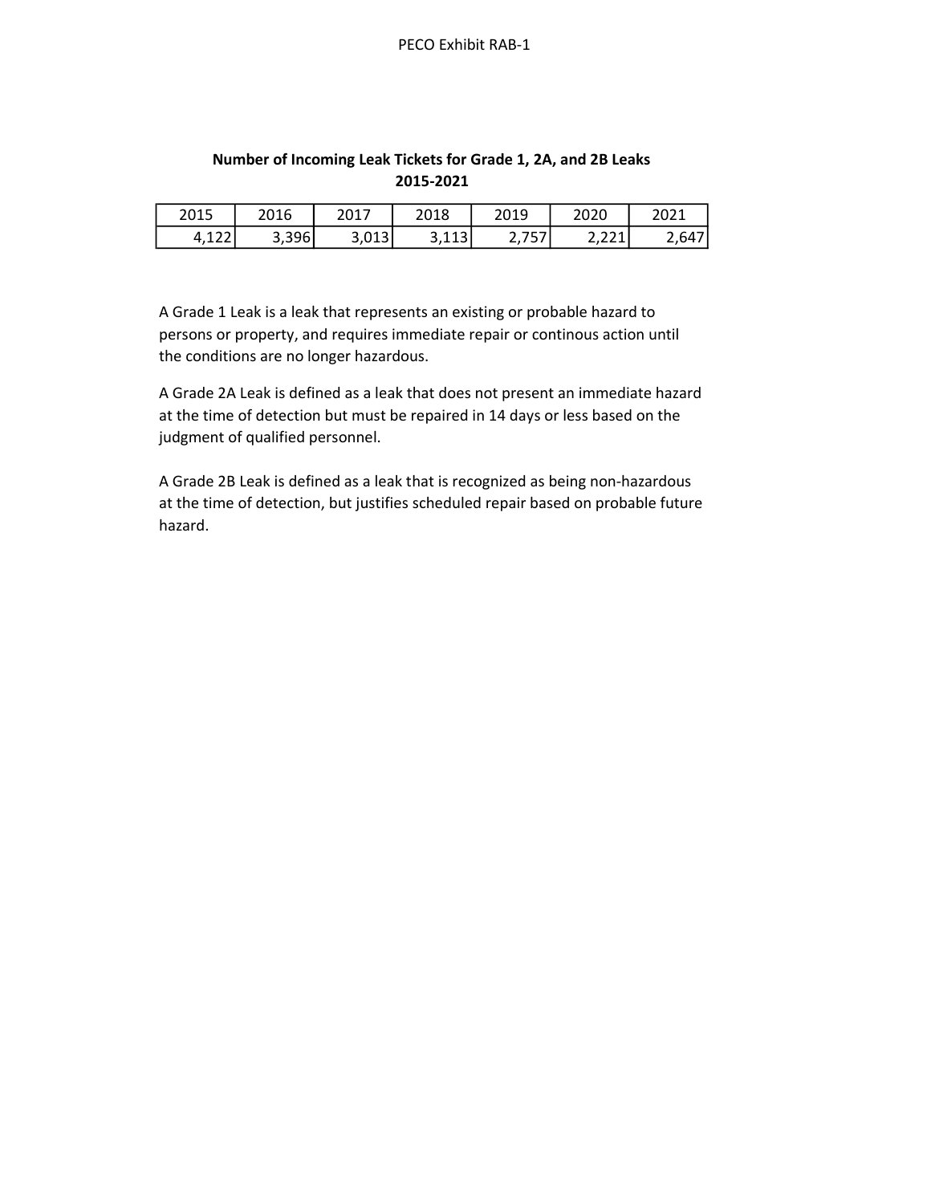PECO Exhibit RAB-1

**Number of Incoming Leak Tickets for Grade 1, 2A, and 2B Leaks**
**2015-2021**

| 2015 | 2016 | 2017 | 2018 | 2019 | 2020 | 2021 |
|---|---|---|---|---|---|---|
| 4,122 | 3,396 | 3,013 | 3,113 | 2,757 | 2,221 | 2,647 |

A Grade 1 Leak is a leak that represents an existing or probable hazard to persons or property, and requires immediate repair or continous action until the conditions are no longer hazardous.

A Grade 2A Leak is defined as a leak that does not present an immediate hazard at the time of detection but must be repaired in 14 days or less based on the judgment of qualified personnel.

A Grade 2B Leak is defined as a leak that is recognized as being non-hazardous at the time of detection, but justifies scheduled repair based on probable future hazard.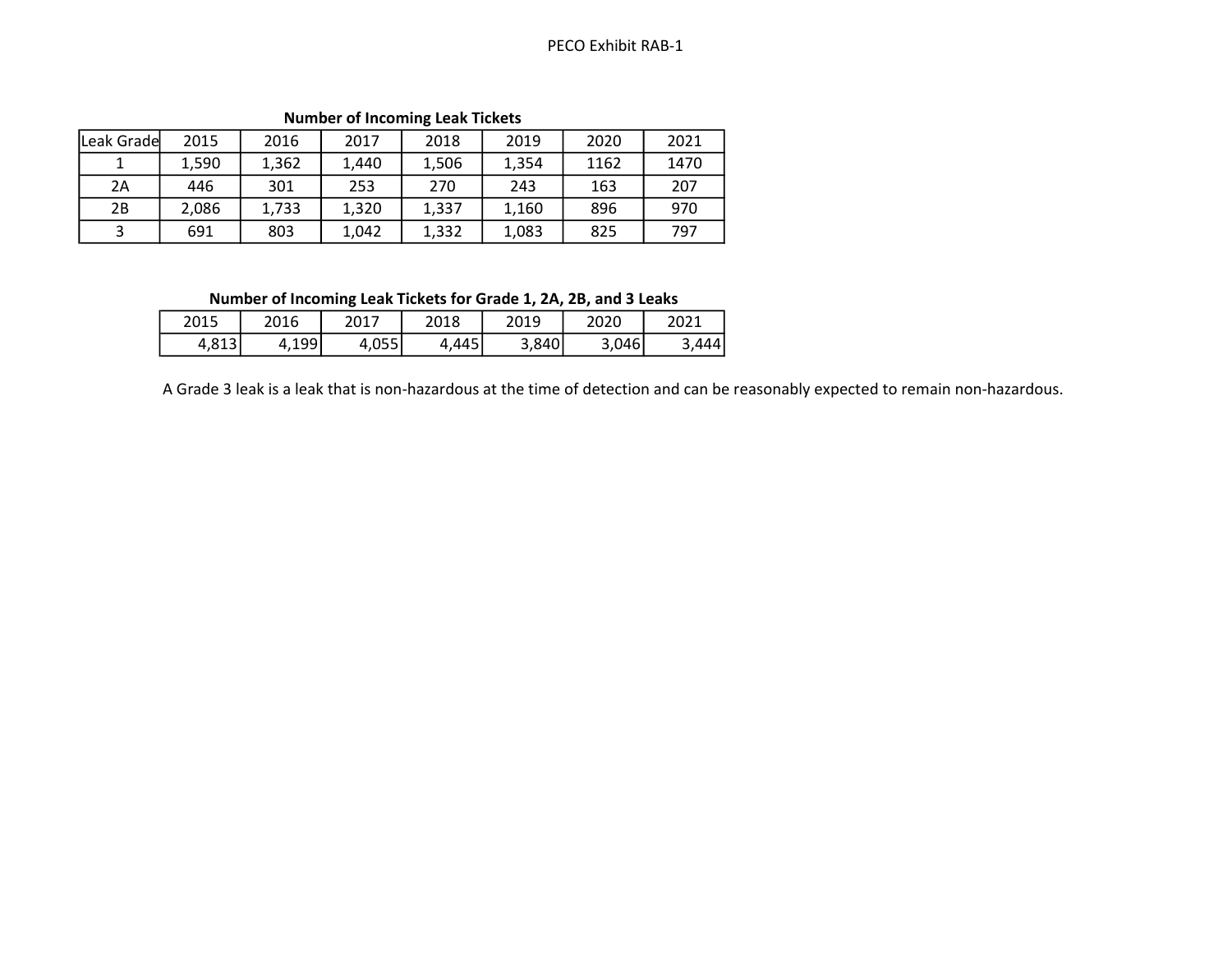PECO Exhibit RAB-1

**Number of Incoming Leak Tickets**

| Leak Grade | 2015 | 2016 | 2017 | 2018 | 2019 | 2020 | 2021 |
|---|---|---|---|---|---|---|---|
| 1 | 1,590 | 1,362 | 1,440 | 1,506 | 1,354 | 1162 | 1470 |
| 2A | 446 | 301 | 253 | 270 | 243 | 163 | 207 |
| 2B | 2,086 | 1,733 | 1,320 | 1,337 | 1,160 | 896 | 970 |
| 3 | 691 | 803 | 1,042 | 1,332 | 1,083 | 825 | 797 |

**Number of Incoming Leak Tickets for Grade 1, 2A, 2B, and 3 Leaks**

| 2015 | 2016 | 2017 | 2018 | 2019 | 2020 | 2021 |
|---|---|---|---|---|---|---|
| 4,813 | 4,199 | 4,055 | 4,445 | 3,840 | 3,046 | 3,444 |

A Grade 3 leak is a leak that is non-hazardous at the time of detection and can be reasonably expected to remain non-hazardous.